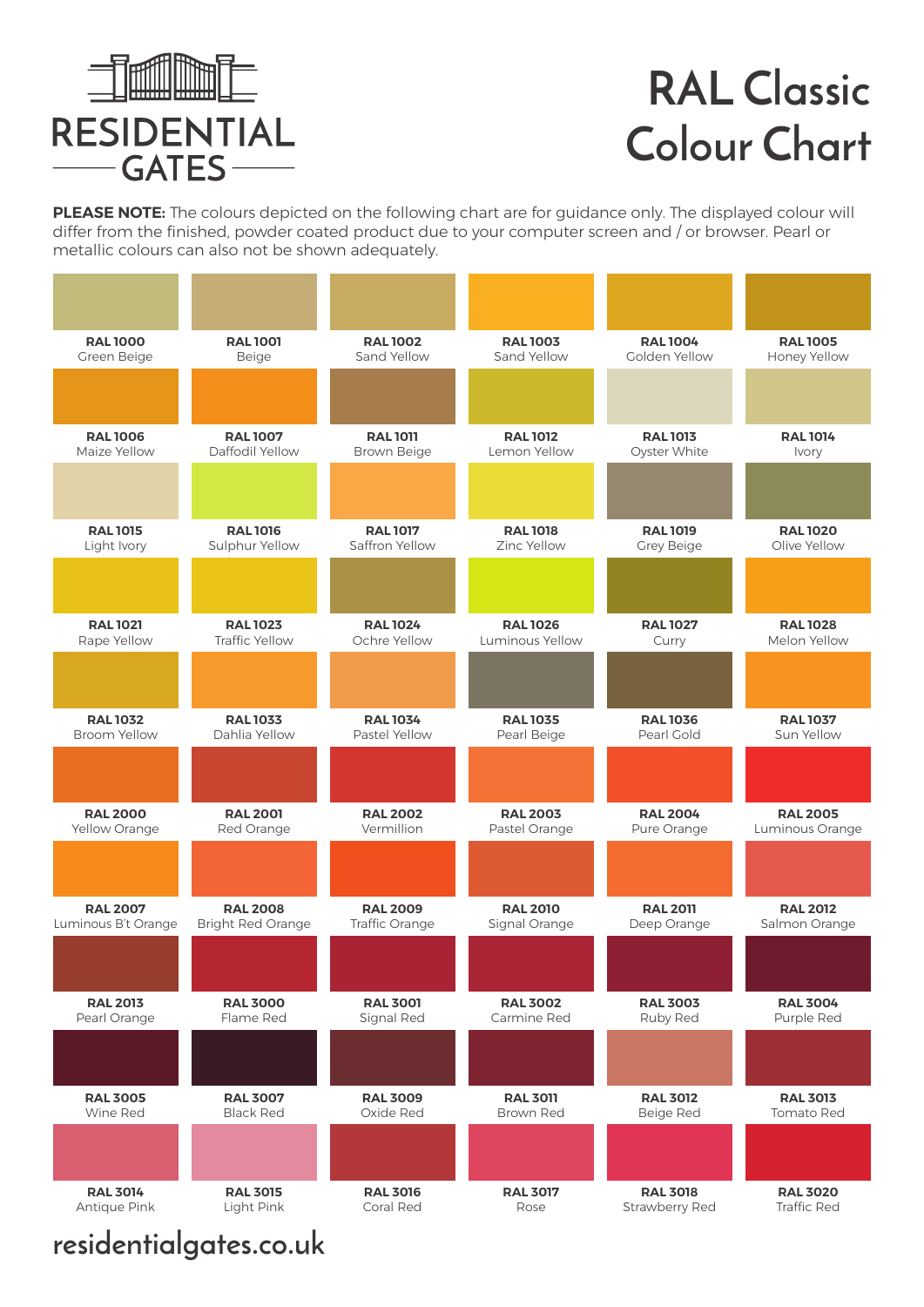RESIDENTIAL GATES

# RAL Classic Colour Chart

**PLEASE NOTE:** The colours depicted on the following chart are for guidance only. The displayed colour will differ from the finished, powder coated product due to your computer screen and / or browser. Pearl or metallic colours can also not be shown adequately.

| | | | | | |
|---|---|---|---|---|---|
| **RAL 1000** Green Beige | **RAL 1001** Beige | **RAL 1002** Sand Yellow | **RAL 1003** Sand Yellow | **RAL 1004** Golden Yellow | **RAL 1005** Honey Yellow |
| **RAL 1006** Maize Yellow | **RAL 1007** Daffodil Yellow | **RAL 1011** Brown Beige | **RAL 1012** Lemon Yellow | **RAL 1013** Oyster White | **RAL 1014** Ivory |
| **RAL 1015** Light Ivory | **RAL 1016** Sulphur Yellow | **RAL 1017** Saffron Yellow | **RAL 1018** Zinc Yellow | **RAL 1019** Grey Beige | **RAL 1020** Olive Yellow |
| **RAL 1021** Rape Yellow | **RAL 1023** Traffic Yellow | **RAL 1024** Ochre Yellow | **RAL 1026** Luminous Yellow | **RAL 1027** Curry | **RAL 1028** Melon Yellow |
| **RAL 1032** Broom Yellow | **RAL 1033** Dahlia Yellow | **RAL 1034** Pastel Yellow | **RAL 1035** Pearl Beige | **RAL 1036** Pearl Gold | **RAL 1037** Sun Yellow |
| **RAL 2000** Yellow Orange | **RAL 2001** Red Orange | **RAL 2002** Vermillion | **RAL 2003** Pastel Orange | **RAL 2004** Pure Orange | **RAL 2005** Luminous Orange |
| **RAL 2007** Luminous B't Orange | **RAL 2008** Bright Red Orange | **RAL 2009** Traffic Orange | **RAL 2010** Signal Orange | **RAL 2011** Deep Orange | **RAL 2012** Salmon Orange |
| **RAL 2013** Pearl Orange | **RAL 3000** Flame Red | **RAL 3001** Signal Red | **RAL 3002** Carmine Red | **RAL 3003** Ruby Red | **RAL 3004** Purple Red |
| **RAL 3005** Wine Red | **RAL 3007** Black Red | **RAL 3009** Oxide Red | **RAL 3011** Brown Red | **RAL 3012** Beige Red | **RAL 3013** Tomato Red |
| **RAL 3014** Antique Pink | **RAL 3015** Light Pink | **RAL 3016** Coral Red | **RAL 3017** Rose | **RAL 3018** Strawberry Red | **RAL 3020** Traffic Red |

residentialgates.co.uk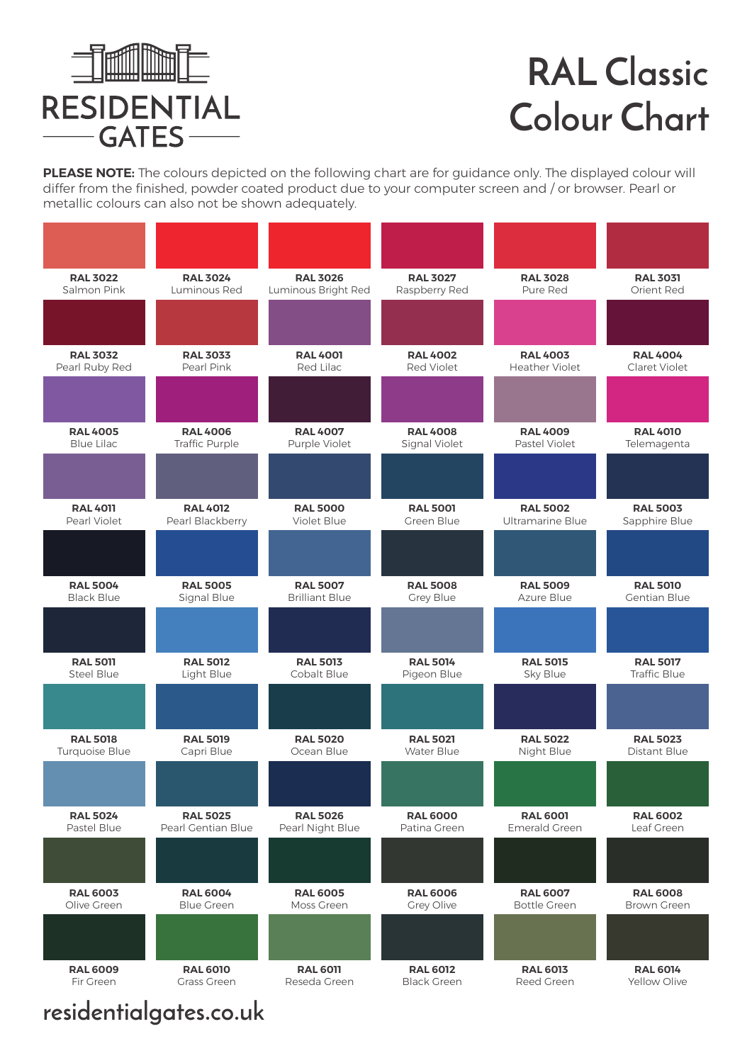RESIDENTIAL GATES

# RAL Classic Colour Chart

**PLEASE NOTE:** The colours depicted on the following chart are for guidance only. The displayed colour will differ from the finished, powder coated product due to your computer screen and / or browser. Pearl or metallic colours can also not be shown adequately.

| | | | | | |
|---|---|---|---|---|---|
| **RAL 3022** Salmon Pink | **RAL 3024** Luminous Red | **RAL 3026** Luminous Bright Red | **RAL 3027** Raspberry Red | **RAL 3028** Pure Red | **RAL 3031** Orient Red |
| **RAL 3032** Pearl Ruby Red | **RAL 3033** Pearl Pink | **RAL 4001** Red Lilac | **RAL 4002** Red Violet | **RAL 4003** Heather Violet | **RAL 4004** Claret Violet |
| **RAL 4005** Blue Lilac | **RAL 4006** Traffic Purple | **RAL 4007** Purple Violet | **RAL 4008** Signal Violet | **RAL 4009** Pastel Violet | **RAL 4010** Telemagenta |
| **RAL 4011** Pearl Violet | **RAL 4012** Pearl Blackberry | **RAL 5000** Violet Blue | **RAL 5001** Green Blue | **RAL 5002** Ultramarine Blue | **RAL 5003** Sapphire Blue |
| **RAL 5004** Black Blue | **RAL 5005** Signal Blue | **RAL 5007** Brilliant Blue | **RAL 5008** Grey Blue | **RAL 5009** Azure Blue | **RAL 5010** Gentian Blue |
| **RAL 5011** Steel Blue | **RAL 5012** Light Blue | **RAL 5013** Cobalt Blue | **RAL 5014** Pigeon Blue | **RAL 5015** Sky Blue | **RAL 5017** Traffic Blue |
| **RAL 5018** Turquoise Blue | **RAL 5019** Capri Blue | **RAL 5020** Ocean Blue | **RAL 5021** Water Blue | **RAL 5022** Night Blue | **RAL 5023** Distant Blue |
| **RAL 5024** Pastel Blue | **RAL 5025** Pearl Gentian Blue | **RAL 5026** Pearl Night Blue | **RAL 6000** Patina Green | **RAL 6001** Emerald Green | **RAL 6002** Leaf Green |
| **RAL 6003** Olive Green | **RAL 6004** Blue Green | **RAL 6005** Moss Green | **RAL 6006** Grey Olive | **RAL 6007** Bottle Green | **RAL 6008** Brown Green |
| **RAL 6009** Fir Green | **RAL 6010** Grass Green | **RAL 6011** Reseda Green | **RAL 6012** Black Green | **RAL 6013** Reed Green | **RAL 6014** Yellow Olive |

residentialgates.co.uk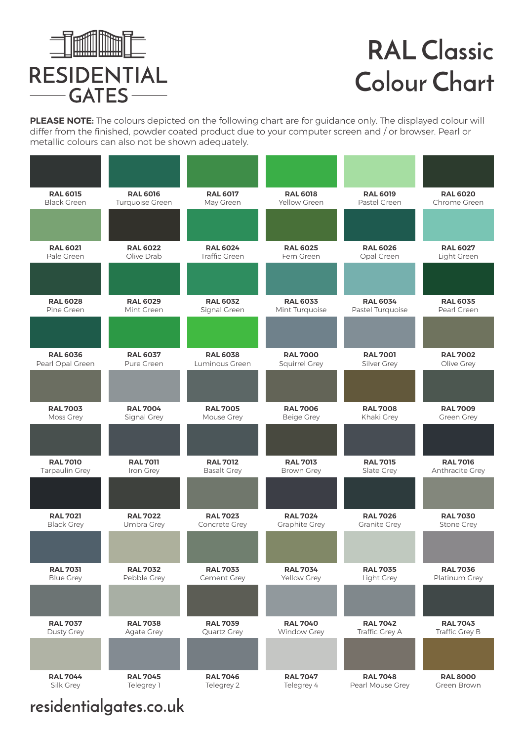RESIDENTIAL GATES

# RAL Classic Colour Chart

**PLEASE NOTE:** The colours depicted on the following chart are for guidance only. The displayed colour will differ from the finished, powder coated product due to your computer screen and / or browser. Pearl or metallic colours can also not be shown adequately.

| | | | | | |
|---|---|---|---|---|---|
| **RAL 6015** Black Green | **RAL 6016** Turquoise Green | **RAL 6017** May Green | **RAL 6018** Yellow Green | **RAL 6019** Pastel Green | **RAL 6020** Chrome Green |
| **RAL 6021** Pale Green | **RAL 6022** Olive Drab | **RAL 6024** Traffic Green | **RAL 6025** Fern Green | **RAL 6026** Opal Green | **RAL 6027** Light Green |
| **RAL 6028** Pine Green | **RAL 6029** Mint Green | **RAL 6032** Signal Green | **RAL 6033** Mint Turquoise | **RAL 6034** Pastel Turquoise | **RAL 6035** Pearl Green |
| **RAL 6036** Pearl Opal Green | **RAL 6037** Pure Green | **RAL 6038** Luminous Green | **RAL 7000** Squirrel Grey | **RAL 7001** Silver Grey | **RAL 7002** Olive Grey |
| **RAL 7003** Moss Grey | **RAL 7004** Signal Grey | **RAL 7005** Mouse Grey | **RAL 7006** Beige Grey | **RAL 7008** Khaki Grey | **RAL 7009** Green Grey |
| **RAL 7010** Tarpaulin Grey | **RAL 7011** Iron Grey | **RAL 7012** Basalt Grey | **RAL 7013** Brown Grey | **RAL 7015** Slate Grey | **RAL 7016** Anthracite Grey |
| **RAL 7021** Black Grey | **RAL 7022** Umbra Grey | **RAL 7023** Concrete Grey | **RAL 7024** Graphite Grey | **RAL 7026** Granite Grey | **RAL 7030** Stone Grey |
| **RAL 7031** Blue Grey | **RAL 7032** Pebble Grey | **RAL 7033** Cement Grey | **RAL 7034** Yellow Grey | **RAL 7035** Light Grey | **RAL 7036** Platinum Grey |
| **RAL 7037** Dusty Grey | **RAL 7038** Agate Grey | **RAL 7039** Quartz Grey | **RAL 7040** Window Grey | **RAL 7042** Traffic Grey A | **RAL 7043** Traffic Grey B |
| **RAL 7044** Silk Grey | **RAL 7045** Telegrey 1 | **RAL 7046** Telegrey 2 | **RAL 7047** Telegrey 4 | **RAL 7048** Pearl Mouse Grey | **RAL 8000** Green Brown |

residentialgates.co.uk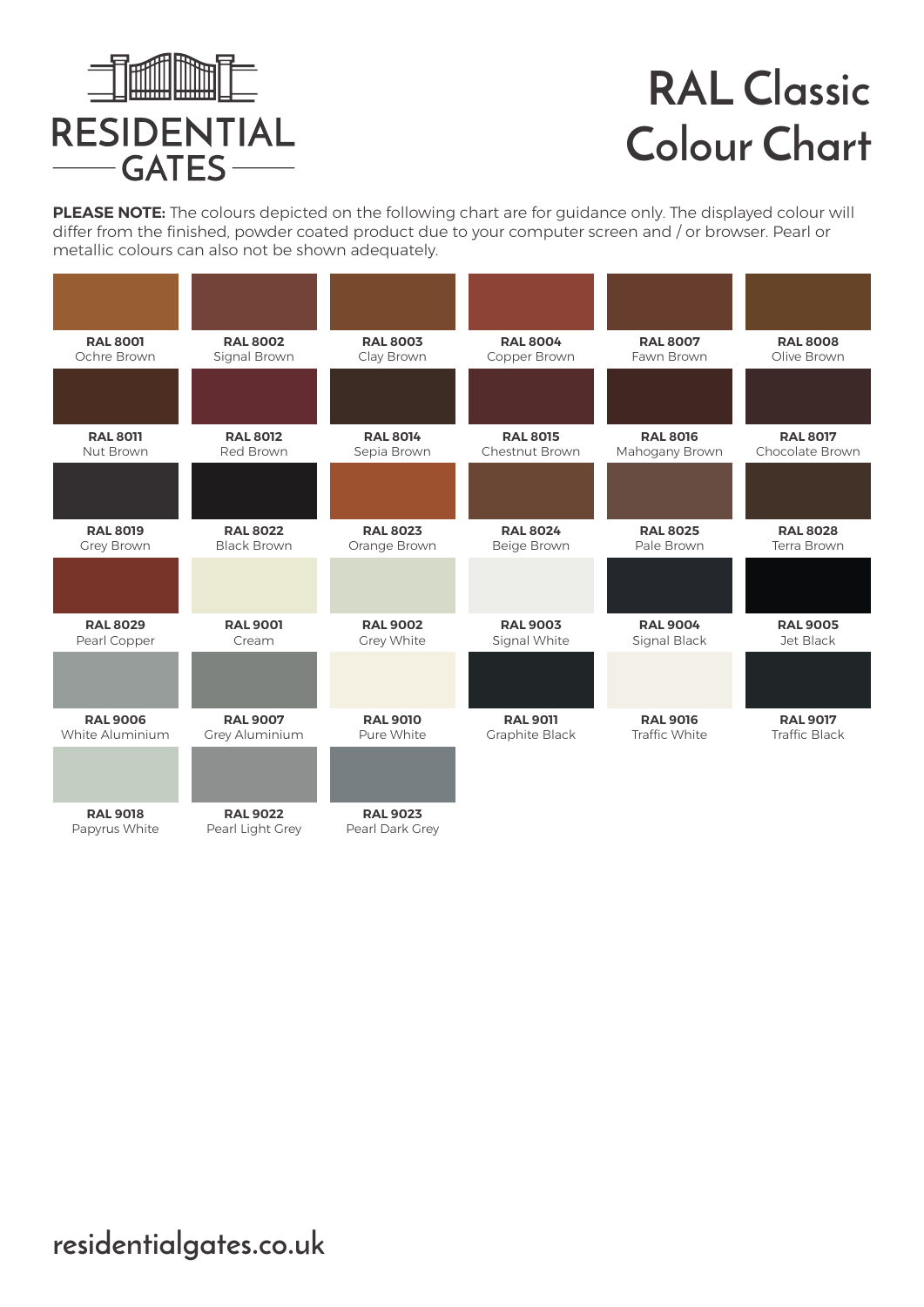RESIDENTIAL GATES

# RAL Classic Colour Chart

**PLEASE NOTE:** The colours depicted on the following chart are for guidance only. The displayed colour will differ from the finished, powder coated product due to your computer screen and / or browser. Pearl or metallic colours can also not be shown adequately.

| | | | | | |
|---|---|---|---|---|---|
| **RAL 8001** Ochre Brown | **RAL 8002** Signal Brown | **RAL 8003** Clay Brown | **RAL 8004** Copper Brown | **RAL 8007** Fawn Brown | **RAL 8008** Olive Brown |
| **RAL 8011** Nut Brown | **RAL 8012** Red Brown | **RAL 8014** Sepia Brown | **RAL 8015** Chestnut Brown | **RAL 8016** Mahogany Brown | **RAL 8017** Chocolate Brown |
| **RAL 8019** Grey Brown | **RAL 8022** Black Brown | **RAL 8023** Orange Brown | **RAL 8024** Beige Brown | **RAL 8025** Pale Brown | **RAL 8028** Terra Brown |
| **RAL 8029** Pearl Copper | **RAL 9001** Cream | **RAL 9002** Grey White | **RAL 9003** Signal White | **RAL 9004** Signal Black | **RAL 9005** Jet Black |
| **RAL 9006** White Aluminium | **RAL 9007** Grey Aluminium | **RAL 9010** Pure White | **RAL 9011** Graphite Black | **RAL 9016** Traffic White | **RAL 9017** Traffic Black |
| **RAL 9018** Papyrus White | **RAL 9022** Pearl Light Grey | **RAL 9023** Pearl Dark Grey | | | |

residentialgates.co.uk